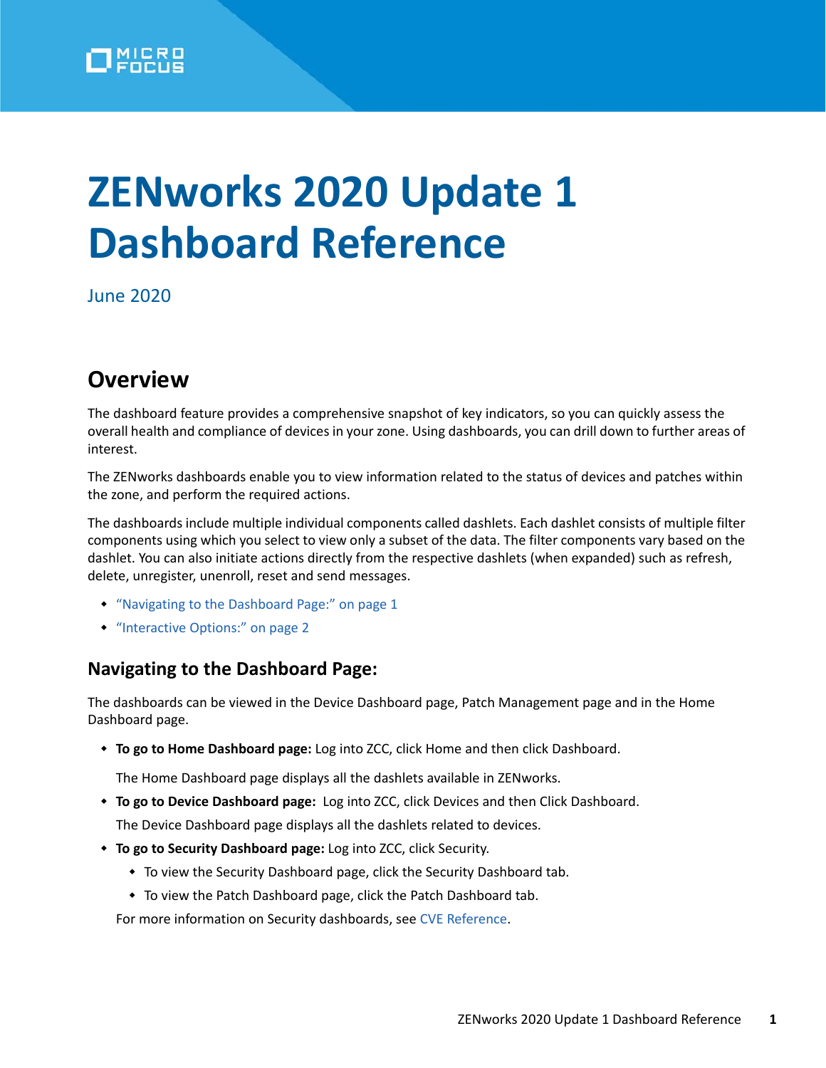# ZENworks 2020 Update 1 Dashboard Reference

June 2020

## Overview

The dashboard feature provides a comprehensive snapshot of key indicators, so you can quickly assess the overall health and compliance of devices in your zone. Using dashboards, you can drill down to further areas of interest.

The ZENworks dashboards enable you to view information related to the status of devices and patches within the zone, and perform the required actions.

The dashboards include multiple individual components called dashlets. Each dashlet consists of multiple filter components using which you select to view only a subset of the data. The filter components vary based on the dashlet. You can also initiate actions directly from the respective dashlets (when expanded) such as refresh, delete, unregister, unenroll, reset and send messages.

- "Navigating to the Dashboard Page:" on page 1
- "Interactive Options:" on page 2

### Navigating to the Dashboard Page:

The dashboards can be viewed in the Device Dashboard page, Patch Management page and in the Home Dashboard page.

- **To go to Home Dashboard page:** Log into ZCC, click Home and then click Dashboard.

  The Home Dashboard page displays all the dashlets available in ZENworks.
- **To go to Device Dashboard page:** Log into ZCC, click Devices and then Click Dashboard.

  The Device Dashboard page displays all the dashlets related to devices.
- **To go to Security Dashboard page:** Log into ZCC, click Security.
  - To view the Security Dashboard page, click the Security Dashboard tab.
  - To view the Patch Dashboard page, click the Patch Dashboard tab.

  For more information on Security dashboards, see CVE Reference.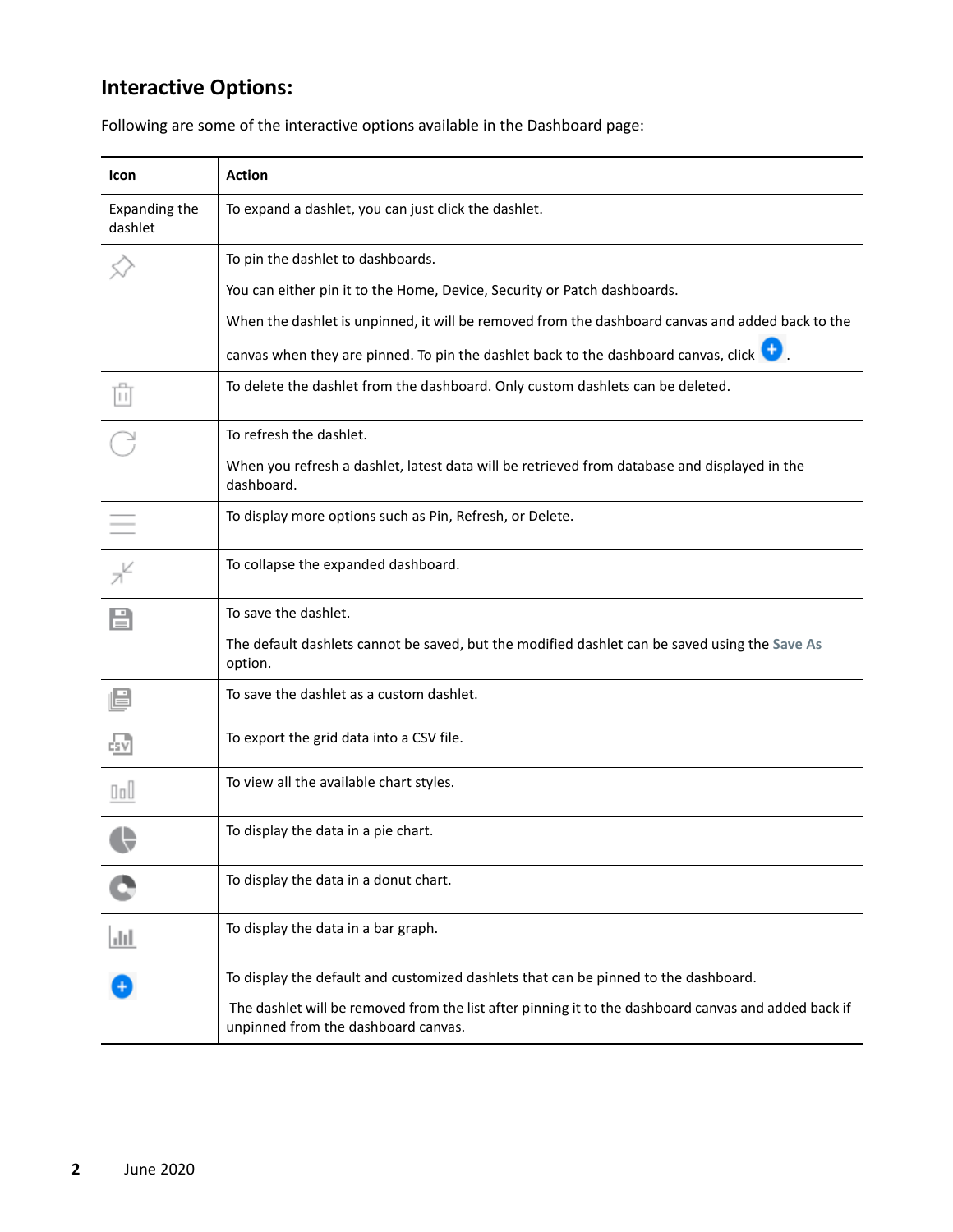## Interactive Options:

Following are some of the interactive options available in the Dashboard page:

| Icon | Action |
|---|---|
| Expanding the dashlet | To expand a dashlet, you can just click the dashlet. |
| | To pin the dashlet to dashboards.<br><br>You can either pin it to the Home, Device, Security or Patch dashboards.<br><br>When the dashlet is unpinned, it will be removed from the dashboard canvas and added back to the canvas when they are pinned. To pin the dashlet back to the dashboard canvas, click . |
| | To delete the dashlet from the dashboard. Only custom dashlets can be deleted. |
| | To refresh the dashlet.<br><br>When you refresh a dashlet, latest data will be retrieved from database and displayed in the dashboard. |
| | To display more options such as Pin, Refresh, or Delete. |
| | To collapse the expanded dashboard. |
| | To save the dashlet.<br><br>The default dashlets cannot be saved, but the modified dashlet can be saved using the **Save As** option. |
| | To save the dashlet as a custom dashlet. |
| | To export the grid data into a CSV file. |
| | To view all the available chart styles. |
| | To display the data in a pie chart. |
| | To display the data in a donut chart. |
| | To display the data in a bar graph. |
| | To display the default and customized dashlets that can be pinned to the dashboard.<br><br>The dashlet will be removed from the list after pinning it to the dashboard canvas and added back if unpinned from the dashboard canvas. |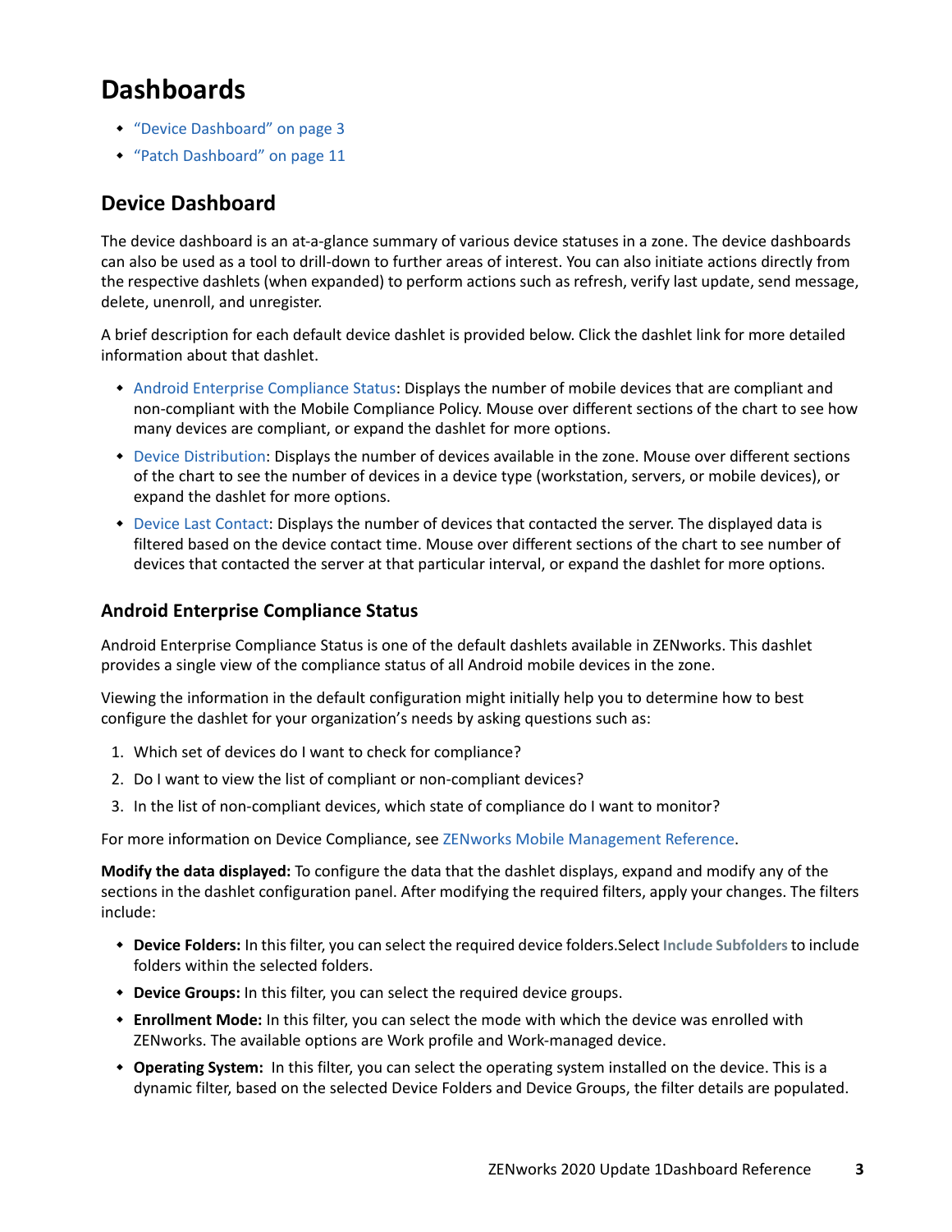# Dashboards

- "Device Dashboard" on page 3
- "Patch Dashboard" on page 11

## Device Dashboard

The device dashboard is an at-a-glance summary of various device statuses in a zone. The device dashboards can also be used as a tool to drill-down to further areas of interest. You can also initiate actions directly from the respective dashlets (when expanded) to perform actions such as refresh, verify last update, send message, delete, unenroll, and unregister.

A brief description for each default device dashlet is provided below. Click the dashlet link for more detailed information about that dashlet.

- Android Enterprise Compliance Status: Displays the number of mobile devices that are compliant and non-compliant with the Mobile Compliance Policy. Mouse over different sections of the chart to see how many devices are compliant, or expand the dashlet for more options.
- Device Distribution: Displays the number of devices available in the zone. Mouse over different sections of the chart to see the number of devices in a device type (workstation, servers, or mobile devices), or expand the dashlet for more options.
- Device Last Contact: Displays the number of devices that contacted the server. The displayed data is filtered based on the device contact time. Mouse over different sections of the chart to see number of devices that contacted the server at that particular interval, or expand the dashlet for more options.

### Android Enterprise Compliance Status

Android Enterprise Compliance Status is one of the default dashlets available in ZENworks. This dashlet provides a single view of the compliance status of all Android mobile devices in the zone.

Viewing the information in the default configuration might initially help you to determine how to best configure the dashlet for your organization's needs by asking questions such as:

1. Which set of devices do I want to check for compliance?
2. Do I want to view the list of compliant or non-compliant devices?
3. In the list of non-compliant devices, which state of compliance do I want to monitor?

For more information on Device Compliance, see ZENworks Mobile Management Reference.

**Modify the data displayed:** To configure the data that the dashlet displays, expand and modify any of the sections in the dashlet configuration panel. After modifying the required filters, apply your changes. The filters include:

- **Device Folders:** In this filter, you can select the required device folders.Select **Include Subfolders** to include folders within the selected folders.
- **Device Groups:** In this filter, you can select the required device groups.
- **Enrollment Mode:** In this filter, you can select the mode with which the device was enrolled with ZENworks. The available options are Work profile and Work-managed device.
- **Operating System:** In this filter, you can select the operating system installed on the device. This is a dynamic filter, based on the selected Device Folders and Device Groups, the filter details are populated.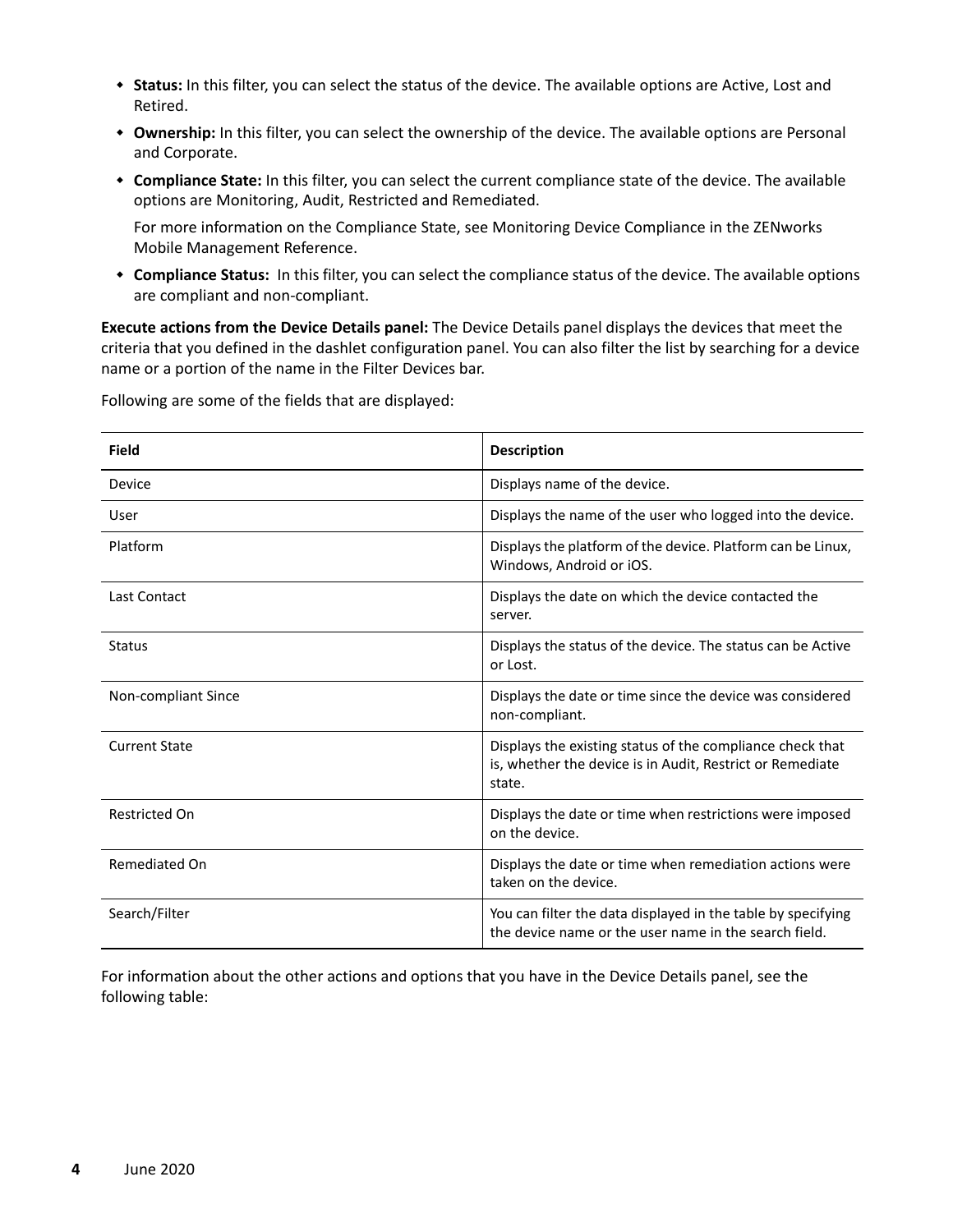- **Status:** In this filter, you can select the status of the device. The available options are Active, Lost and Retired.
- **Ownership:** In this filter, you can select the ownership of the device. The available options are Personal and Corporate.
- **Compliance State:** In this filter, you can select the current compliance state of the device. The available options are Monitoring, Audit, Restricted and Remediated.

  For more information on the Compliance State, see Monitoring Device Compliance in the ZENworks Mobile Management Reference.
- **Compliance Status:** In this filter, you can select the compliance status of the device. The available options are compliant and non-compliant.

**Execute actions from the Device Details panel:** The Device Details panel displays the devices that meet the criteria that you defined in the dashlet configuration panel. You can also filter the list by searching for a device name or a portion of the name in the Filter Devices bar.

Following are some of the fields that are displayed:

| Field | Description |
|---|---|
| Device | Displays name of the device. |
| User | Displays the name of the user who logged into the device. |
| Platform | Displays the platform of the device. Platform can be Linux, Windows, Android or iOS. |
| Last Contact | Displays the date on which the device contacted the server. |
| Status | Displays the status of the device. The status can be Active or Lost. |
| Non-compliant Since | Displays the date or time since the device was considered non-compliant. |
| Current State | Displays the existing status of the compliance check that is, whether the device is in Audit, Restrict or Remediate state. |
| Restricted On | Displays the date or time when restrictions were imposed on the device. |
| Remediated On | Displays the date or time when remediation actions were taken on the device. |
| Search/Filter | You can filter the data displayed in the table by specifying the device name or the user name in the search field. |

For information about the other actions and options that you have in the Device Details panel, see the following table: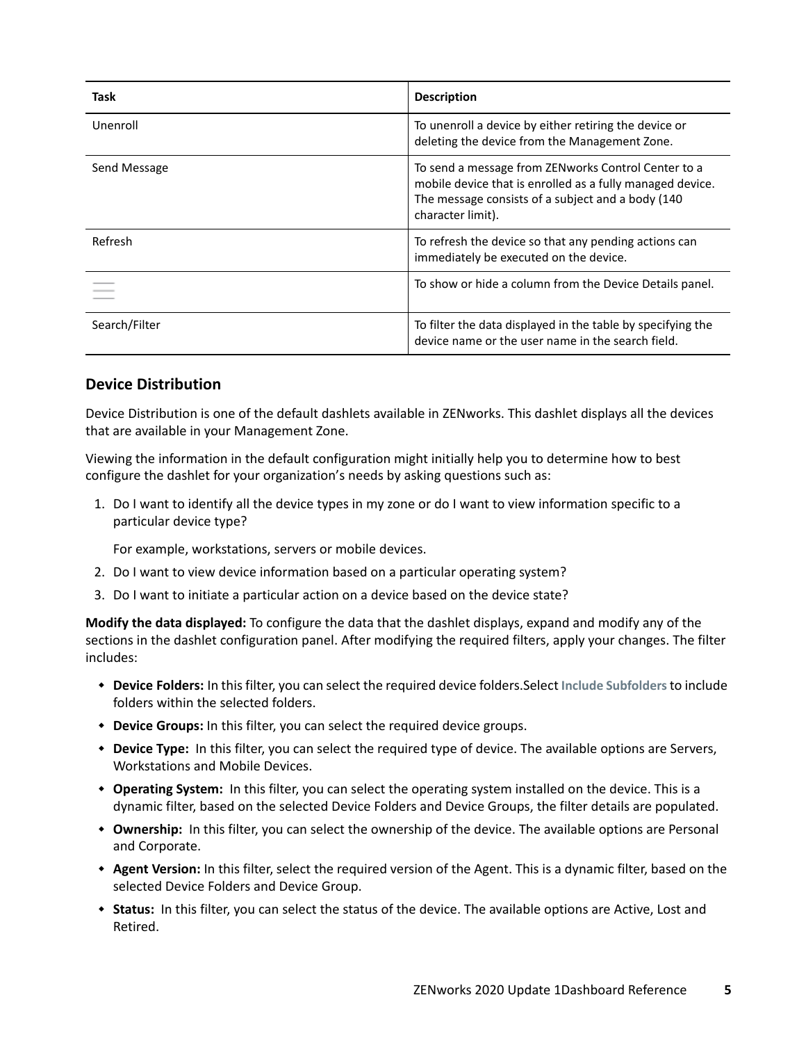| Task | Description |
| --- | --- |
| Unenroll | To unenroll a device by either retiring the device or deleting the device from the Management Zone. |
| Send Message | To send a message from ZENworks Control Center to a mobile device that is enrolled as a fully managed device. The message consists of a subject and a body (140 character limit). |
| Refresh | To refresh the device so that any pending actions can immediately be executed on the device. |
| ☰ | To show or hide a column from the Device Details panel. |
| Search/Filter | To filter the data displayed in the table by specifying the device name or the user name in the search field. |

## Device Distribution

Device Distribution is one of the default dashlets available in ZENworks. This dashlet displays all the devices that are available in your Management Zone.

Viewing the information in the default configuration might initially help you to determine how to best configure the dashlet for your organization's needs by asking questions such as:

1. Do I want to identify all the device types in my zone or do I want to view information specific to a particular device type?

   For example, workstations, servers or mobile devices.

2. Do I want to view device information based on a particular operating system?
3. Do I want to initiate a particular action on a device based on the device state?

**Modify the data displayed:** To configure the data that the dashlet displays, expand and modify any of the sections in the dashlet configuration panel. After modifying the required filters, apply your changes. The filter includes:

- **Device Folders:** In this filter, you can select the required device folders.Select **Include Subfolders** to include folders within the selected folders.
- **Device Groups:** In this filter, you can select the required device groups.
- **Device Type:** In this filter, you can select the required type of device. The available options are Servers, Workstations and Mobile Devices.
- **Operating System:** In this filter, you can select the operating system installed on the device. This is a dynamic filter, based on the selected Device Folders and Device Groups, the filter details are populated.
- **Ownership:** In this filter, you can select the ownership of the device. The available options are Personal and Corporate.
- **Agent Version:** In this filter, select the required version of the Agent. This is a dynamic filter, based on the selected Device Folders and Device Group.
- **Status:** In this filter, you can select the status of the device. The available options are Active, Lost and Retired.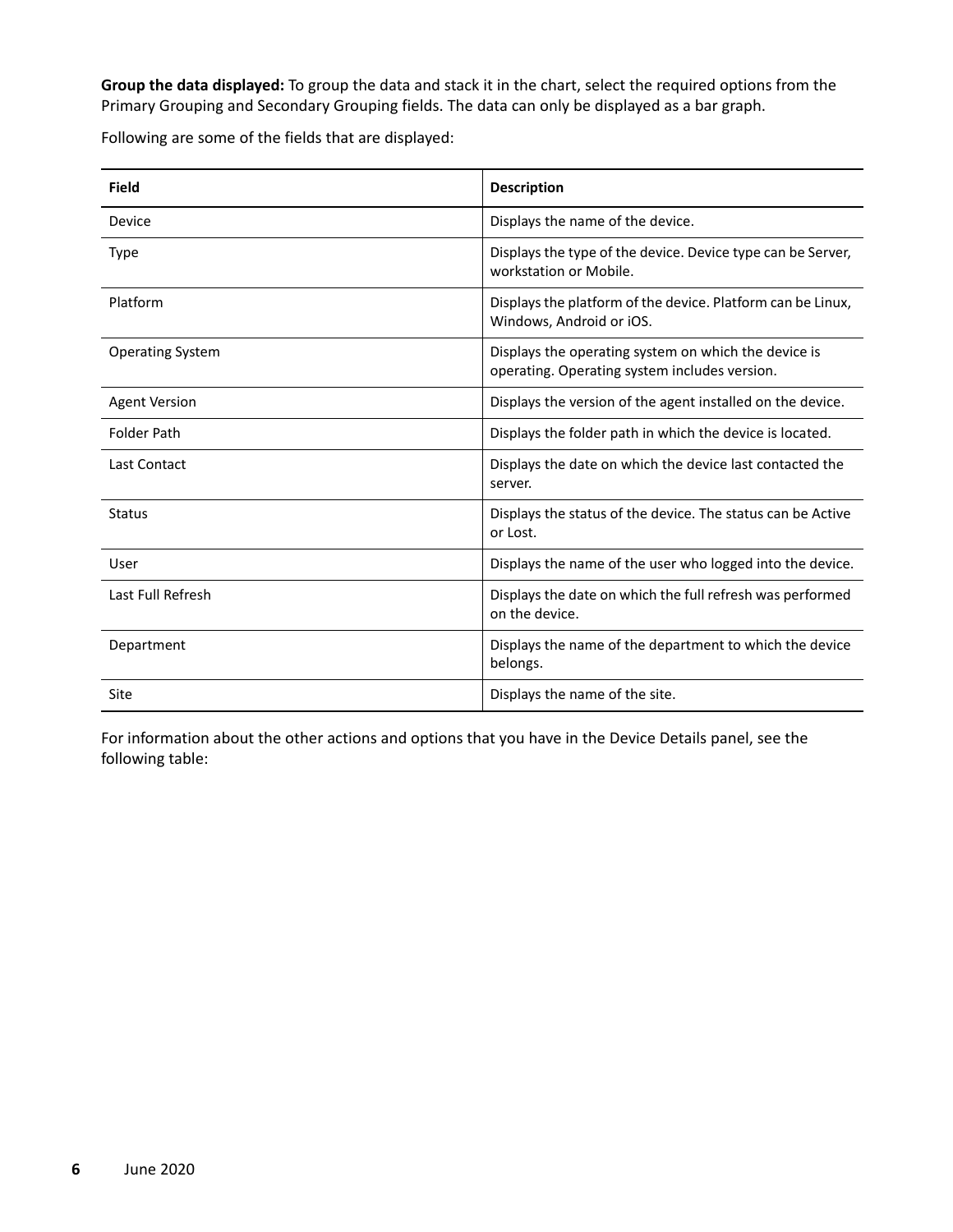**Group the data displayed:** To group the data and stack it in the chart, select the required options from the Primary Grouping and Secondary Grouping fields. The data can only be displayed as a bar graph.

Following are some of the fields that are displayed:

| Field | Description |
|---|---|
| Device | Displays the name of the device. |
| Type | Displays the type of the device. Device type can be Server, workstation or Mobile. |
| Platform | Displays the platform of the device. Platform can be Linux, Windows, Android or iOS. |
| Operating System | Displays the operating system on which the device is operating. Operating system includes version. |
| Agent Version | Displays the version of the agent installed on the device. |
| Folder Path | Displays the folder path in which the device is located. |
| Last Contact | Displays the date on which the device last contacted the server. |
| Status | Displays the status of the device. The status can be Active or Lost. |
| User | Displays the name of the user who logged into the device. |
| Last Full Refresh | Displays the date on which the full refresh was performed on the device. |
| Department | Displays the name of the department to which the device belongs. |
| Site | Displays the name of the site. |

For information about the other actions and options that you have in the Device Details panel, see the following table: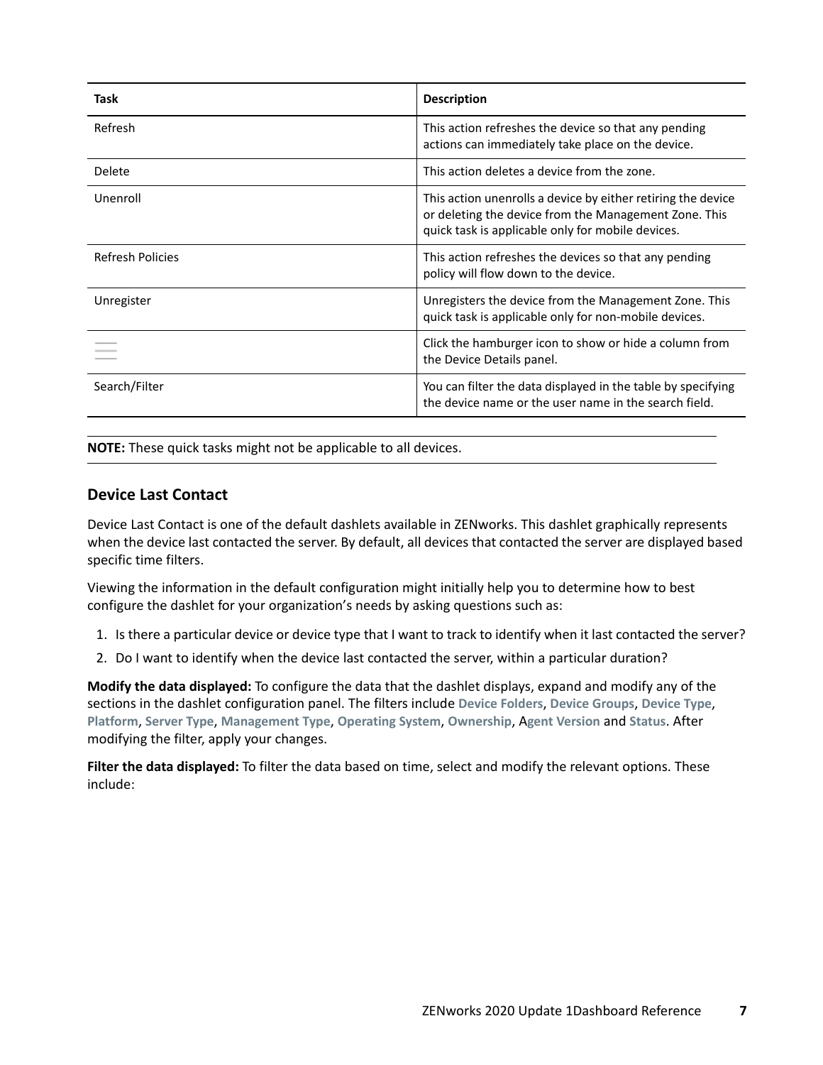| Task | Description |
| --- | --- |
| Refresh | This action refreshes the device so that any pending actions can immediately take place on the device. |
| Delete | This action deletes a device from the zone. |
| Unenroll | This action unenrolls a device by either retiring the device or deleting the device from the Management Zone. This quick task is applicable only for mobile devices. |
| Refresh Policies | This action refreshes the devices so that any pending policy will flow down to the device. |
| Unregister | Unregisters the device from the Management Zone. This quick task is applicable only for non-mobile devices. |
| ☰ | Click the hamburger icon to show or hide a column from the Device Details panel. |
| Search/Filter | You can filter the data displayed in the table by specifying the device name or the user name in the search field. |

**NOTE:** These quick tasks might not be applicable to all devices.

### Device Last Contact

Device Last Contact is one of the default dashlets available in ZENworks. This dashlet graphically represents when the device last contacted the server. By default, all devices that contacted the server are displayed based specific time filters.

Viewing the information in the default configuration might initially help you to determine how to best configure the dashlet for your organization's needs by asking questions such as:

1. Is there a particular device or device type that I want to track to identify when it last contacted the server?
2. Do I want to identify when the device last contacted the server, within a particular duration?

**Modify the data displayed:** To configure the data that the dashlet displays, expand and modify any of the sections in the dashlet configuration panel. The filters include **Device Folders**, **Device Groups**, **Device Type**, **Platform**, **Server Type**, **Management Type**, **Operating System**, **Ownership**, A**gent Version** and **Status**. After modifying the filter, apply your changes.

**Filter the data displayed:** To filter the data based on time, select and modify the relevant options. These include: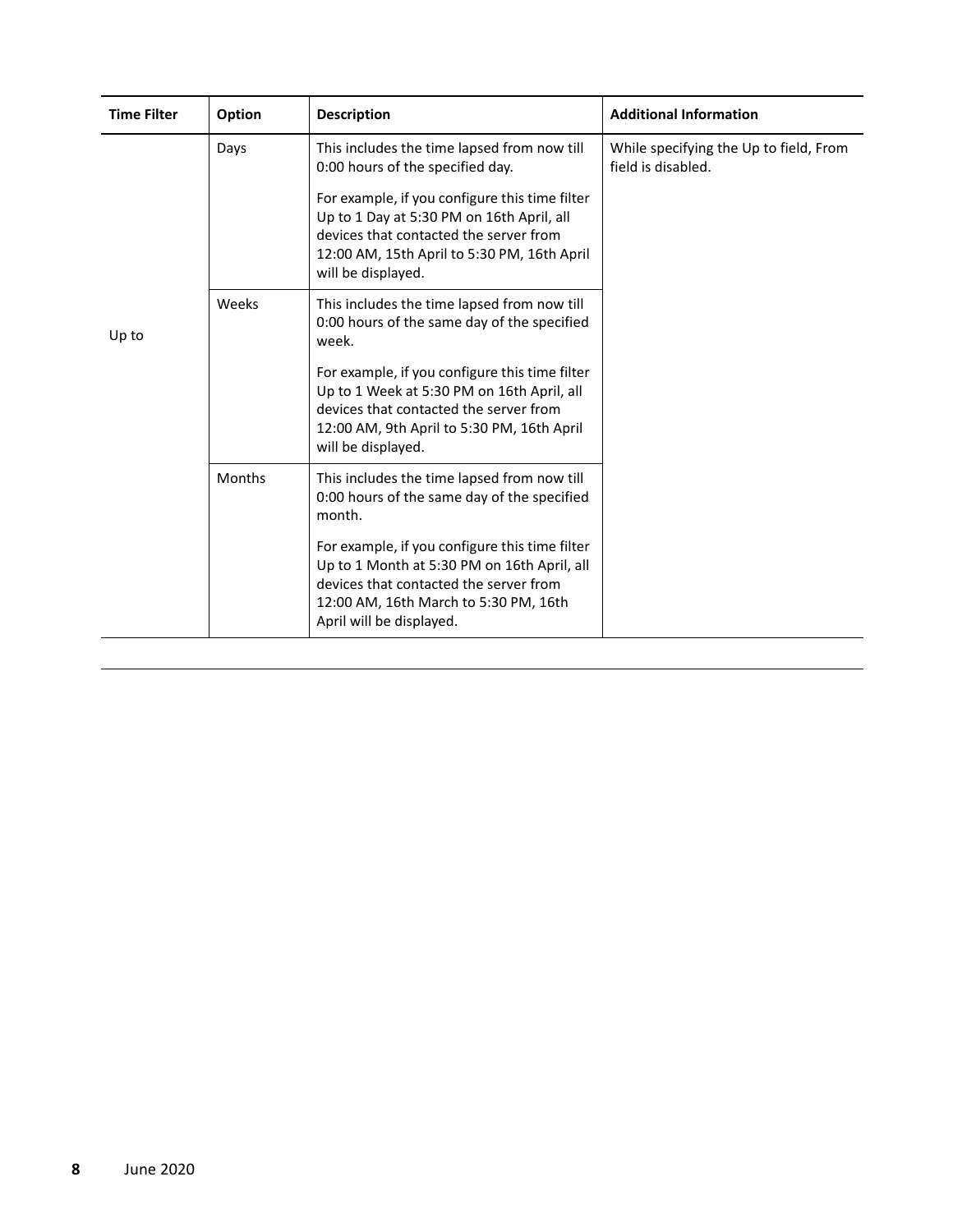| Time Filter | Option | Description | Additional Information |
|---|---|---|---|
| Up to | Days | This includes the time lapsed from now till 0:00 hours of the specified day.<br><br>For example, if you configure this time filter Up to 1 Day at 5:30 PM on 16th April, all devices that contacted the server from 12:00 AM, 15th April to 5:30 PM, 16th April will be displayed. | While specifying the Up to field, From field is disabled. |
| | Weeks | This includes the time lapsed from now till 0:00 hours of the same day of the specified week.<br><br>For example, if you configure this time filter Up to 1 Week at 5:30 PM on 16th April, all devices that contacted the server from 12:00 AM, 9th April to 5:30 PM, 16th April will be displayed. | |
| | Months | This includes the time lapsed from now till 0:00 hours of the same day of the specified month.<br><br>For example, if you configure this time filter Up to 1 Month at 5:30 PM on 16th April, all devices that contacted the server from 12:00 AM, 16th March to 5:30 PM, 16th April will be displayed. | |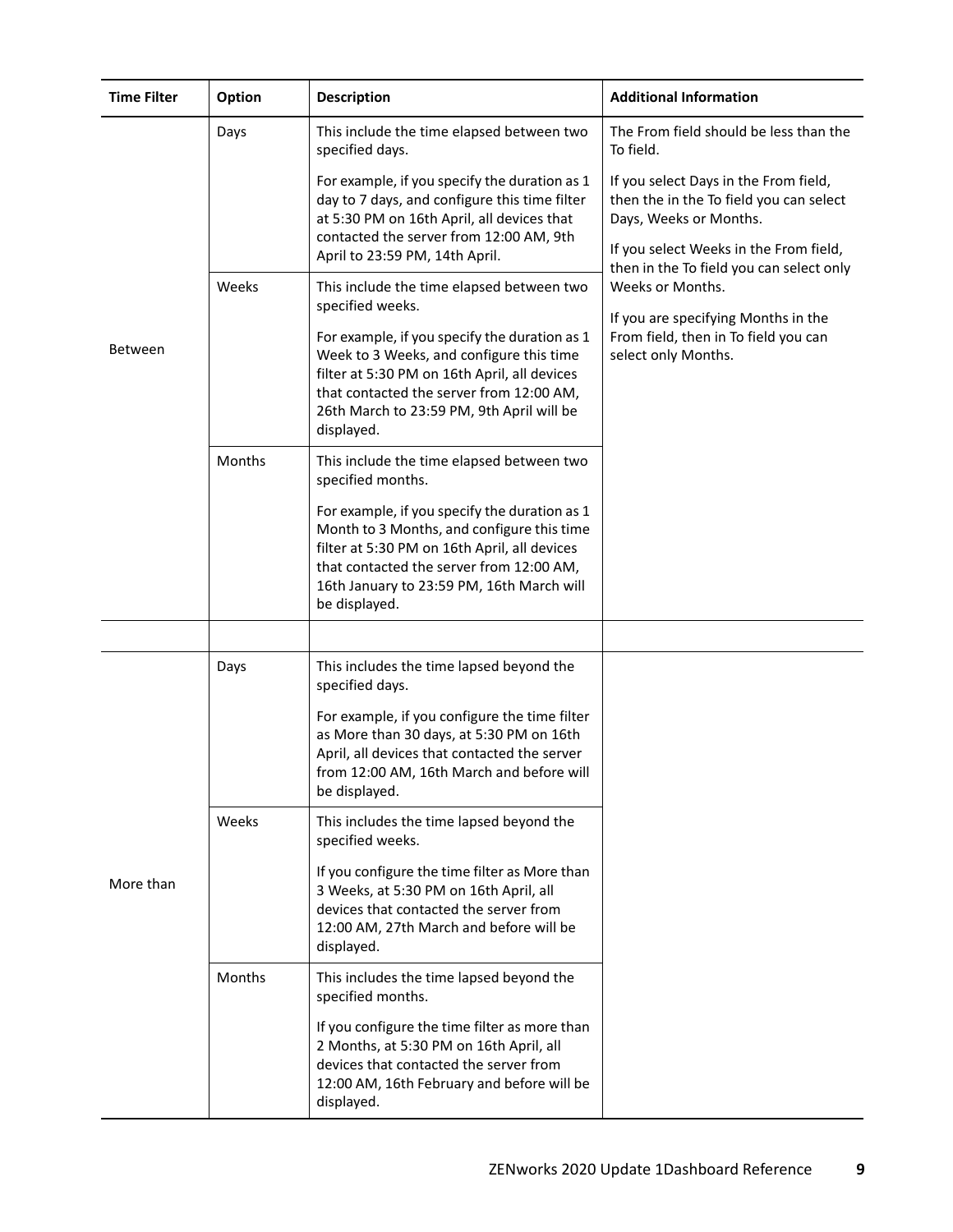| Time Filter | Option | Description | Additional Information |
|---|---|---|---|
| Between | Days | This include the time elapsed between two specified days.<br><br>For example, if you specify the duration as 1 day to 7 days, and configure this time filter at 5:30 PM on 16th April, all devices that contacted the server from 12:00 AM, 9th April to 23:59 PM, 14th April. | The From field should be less than the To field.<br><br>If you select Days in the From field, then the in the To field you can select Days, Weeks or Months.<br><br>If you select Weeks in the From field, then in the To field you can select only Weeks or Months.<br><br>If you are specifying Months in the From field, then in To field you can select only Months. |
| | Weeks | This include the time elapsed between two specified weeks.<br><br>For example, if you specify the duration as 1 Week to 3 Weeks, and configure this time filter at 5:30 PM on 16th April, all devices that contacted the server from 12:00 AM, 26th March to 23:59 PM, 9th April will be displayed. | |
| | Months | This include the time elapsed between two specified months.<br><br>For example, if you specify the duration as 1 Month to 3 Months, and configure this time filter at 5:30 PM on 16th April, all devices that contacted the server from 12:00 AM, 16th January to 23:59 PM, 16th March will be displayed. | |
| | | | |
| More than | Days | This includes the time lapsed beyond the specified days.<br><br>For example, if you configure the time filter as More than 30 days, at 5:30 PM on 16th April, all devices that contacted the server from 12:00 AM, 16th March and before will be displayed. | |
| | Weeks | This includes the time lapsed beyond the specified weeks.<br><br>If you configure the time filter as More than 3 Weeks, at 5:30 PM on 16th April, all devices that contacted the server from 12:00 AM, 27th March and before will be displayed. | |
| | Months | This includes the time lapsed beyond the specified months.<br><br>If you configure the time filter as more than 2 Months, at 5:30 PM on 16th April, all devices that contacted the server from 12:00 AM, 16th February and before will be displayed. | |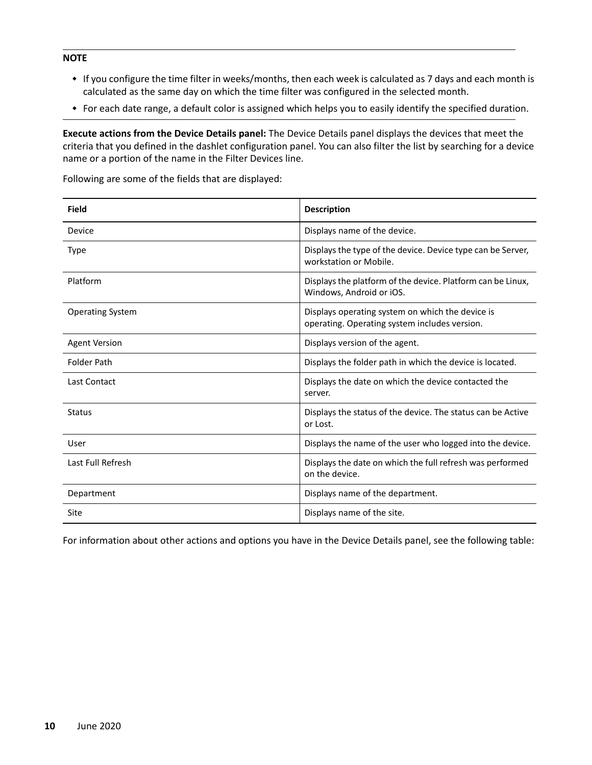**NOTE**

- If you configure the time filter in weeks/months, then each week is calculated as 7 days and each month is calculated as the same day on which the time filter was configured in the selected month.
- For each date range, a default color is assigned which helps you to easily identify the specified duration.

**Execute actions from the Device Details panel:** The Device Details panel displays the devices that meet the criteria that you defined in the dashlet configuration panel. You can also filter the list by searching for a device name or a portion of the name in the Filter Devices line.

Following are some of the fields that are displayed:

| Field | Description |
|---|---|
| Device | Displays name of the device. |
| Type | Displays the type of the device. Device type can be Server, workstation or Mobile. |
| Platform | Displays the platform of the device. Platform can be Linux, Windows, Android or iOS. |
| Operating System | Displays operating system on which the device is operating. Operating system includes version. |
| Agent Version | Displays version of the agent. |
| Folder Path | Displays the folder path in which the device is located. |
| Last Contact | Displays the date on which the device contacted the server. |
| Status | Displays the status of the device. The status can be Active or Lost. |
| User | Displays the name of the user who logged into the device. |
| Last Full Refresh | Displays the date on which the full refresh was performed on the device. |
| Department | Displays name of the department. |
| Site | Displays name of the site. |

For information about other actions and options you have in the Device Details panel, see the following table: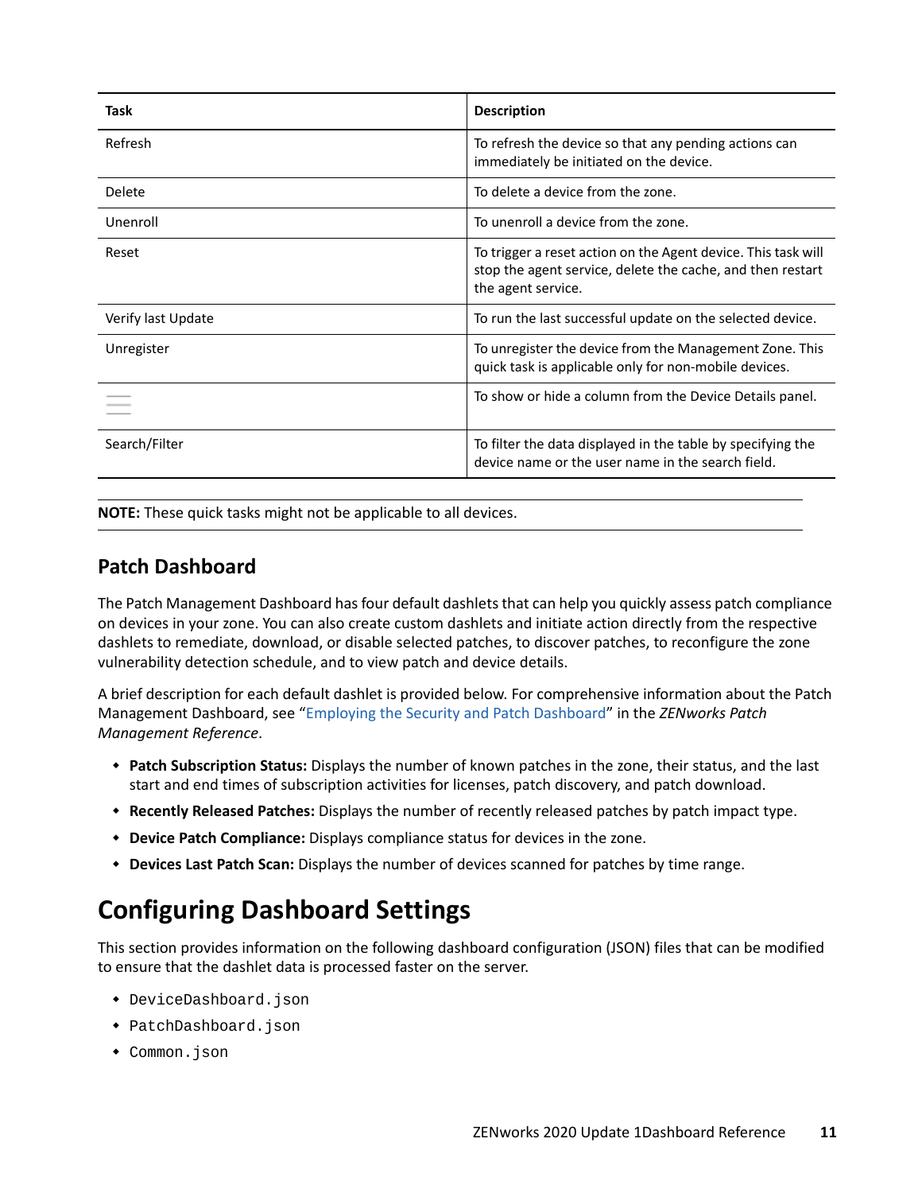| Task | Description |
|---|---|
| Refresh | To refresh the device so that any pending actions can immediately be initiated on the device. |
| Delete | To delete a device from the zone. |
| Unenroll | To unenroll a device from the zone. |
| Reset | To trigger a reset action on the Agent device. This task will stop the agent service, delete the cache, and then restart the agent service. |
| Verify last Update | To run the last successful update on the selected device. |
| Unregister | To unregister the device from the Management Zone. This quick task is applicable only for non-mobile devices. |
| ☰ | To show or hide a column from the Device Details panel. |
| Search/Filter | To filter the data displayed in the table by specifying the device name or the user name in the search field. |

**NOTE:** These quick tasks might not be applicable to all devices.

### Patch Dashboard

The Patch Management Dashboard has four default dashlets that can help you quickly assess patch compliance on devices in your zone. You can also create custom dashlets and initiate action directly from the respective dashlets to remediate, download, or disable selected patches, to discover patches, to reconfigure the zone vulnerability detection schedule, and to view patch and device details.

A brief description for each default dashlet is provided below. For comprehensive information about the Patch Management Dashboard, see "Employing the Security and Patch Dashboard" in the *ZENworks Patch Management Reference*.

- **Patch Subscription Status:** Displays the number of known patches in the zone, their status, and the last start and end times of subscription activities for licenses, patch discovery, and patch download.
- **Recently Released Patches:** Displays the number of recently released patches by patch impact type.
- **Device Patch Compliance:** Displays compliance status for devices in the zone.
- **Devices Last Patch Scan:** Displays the number of devices scanned for patches by time range.

## Configuring Dashboard Settings

This section provides information on the following dashboard configuration (JSON) files that can be modified to ensure that the dashlet data is processed faster on the server.

- `DeviceDashboard.json`
- `PatchDashboard.json`
- `Common.json`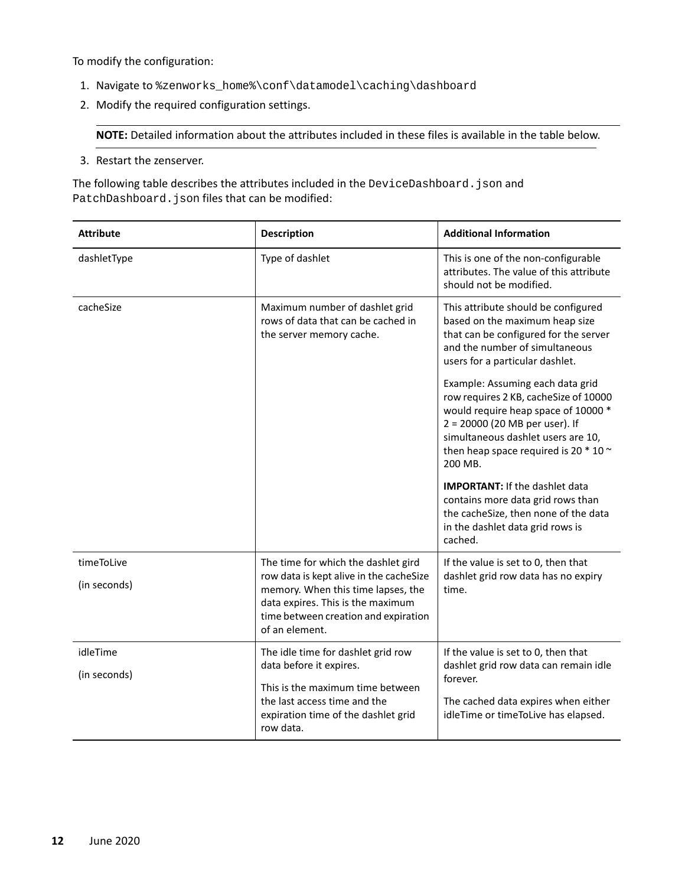To modify the configuration:

1. Navigate to `%zenworks_home%\conf\datamodel\caching\dashboard`
2. Modify the required configuration settings.

   **NOTE:** Detailed information about the attributes included in these files is available in the table below.

3. Restart the zenserver.

The following table describes the attributes included in the `DeviceDashboard.json` and `PatchDashboard.json` files that can be modified:

| Attribute | Description | Additional Information |
|---|---|---|
| dashletType | Type of dashlet | This is one of the non-configurable attributes. The value of this attribute should not be modified. |
| cacheSize | Maximum number of dashlet grid rows of data that can be cached in the server memory cache. | This attribute should be configured based on the maximum heap size that can be configured for the server and the number of simultaneous users for a particular dashlet.<br><br>Example: Assuming each data grid row requires 2 KB, cacheSize of 10000 would require heap space of 10000 * 2 = 20000 (20 MB per user). If simultaneous dashlet users are 10, then heap space required is 20 * 10 ~ 200 MB.<br><br>**IMPORTANT:** If the dashlet data contains more data grid rows than the cacheSize, then none of the data in the dashlet data grid rows is cached. |
| timeToLive<br><br>(in seconds) | The time for which the dashlet gird row data is kept alive in the cacheSize memory. When this time lapses, the data expires. This is the maximum time between creation and expiration of an element. | If the value is set to 0, then that dashlet grid row data has no expiry time. |
| idleTime<br><br>(in seconds) | The idle time for dashlet grid row data before it expires.<br><br>This is the maximum time between the last access time and the expiration time of the dashlet grid row data. | If the value is set to 0, then that dashlet grid row data can remain idle forever.<br><br>The cached data expires when either idleTime or timeToLive has elapsed. |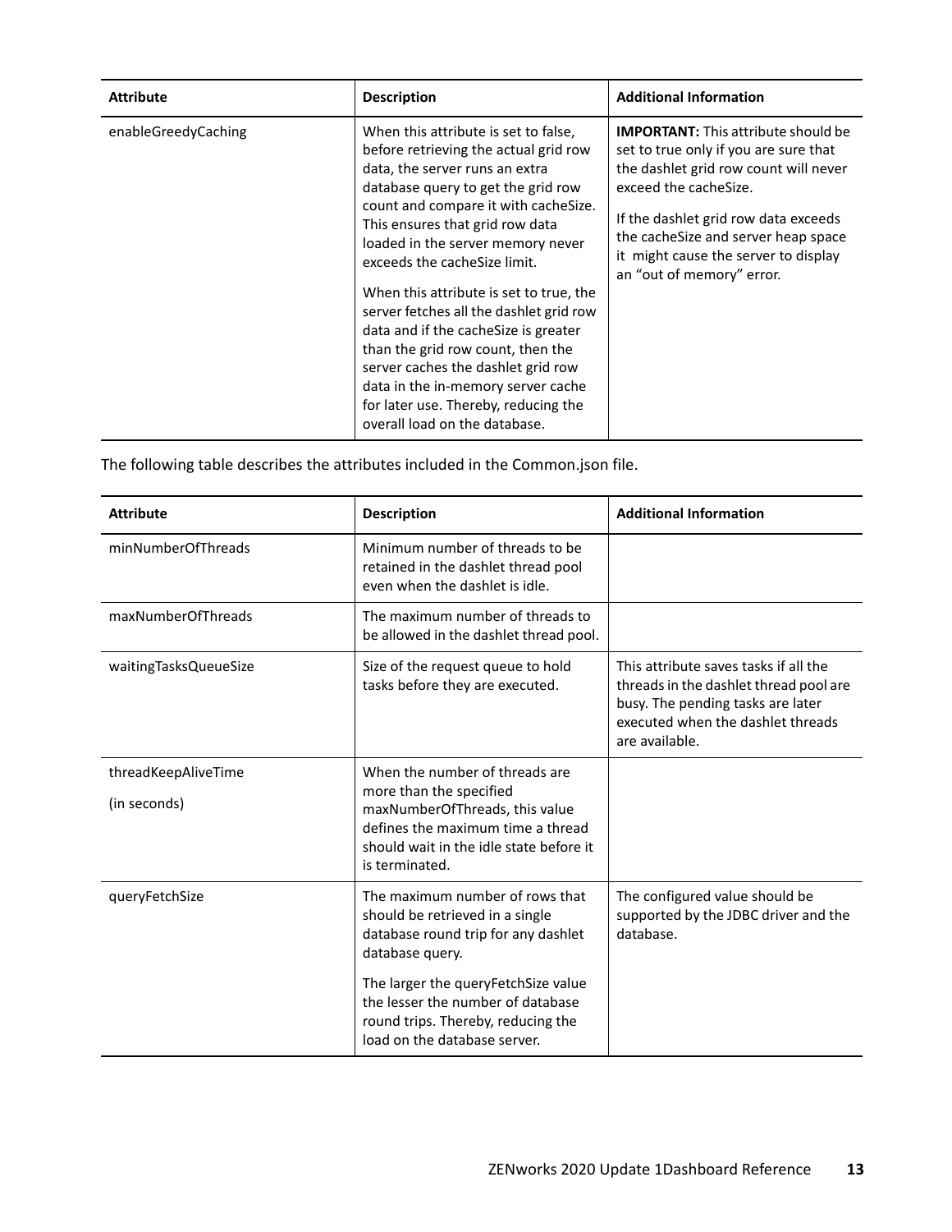| Attribute | Description | Additional Information |
| --- | --- | --- |
| enableGreedyCaching | When this attribute is set to false, before retrieving the actual grid row data, the server runs an extra database query to get the grid row count and compare it with cacheSize. This ensures that grid row data loaded in the server memory never exceeds the cacheSize limit.<br><br>When this attribute is set to true, the server fetches all the dashlet grid row data and if the cacheSize is greater than the grid row count, then the server caches the dashlet grid row data in the in-memory server cache for later use. Thereby, reducing the overall load on the database. | **IMPORTANT:** This attribute should be set to true only if you are sure that the dashlet grid row count will never exceed the cacheSize.<br><br>If the dashlet grid row data exceeds the cacheSize and server heap space it might cause the server to display an "out of memory" error. |

The following table describes the attributes included in the Common.json file.

| Attribute | Description | Additional Information |
| --- | --- | --- |
| minNumberOfThreads | Minimum number of threads to be retained in the dashlet thread pool even when the dashlet is idle. | |
| maxNumberOfThreads | The maximum number of threads to be allowed in the dashlet thread pool. | |
| waitingTasksQueueSize | Size of the request queue to hold tasks before they are executed. | This attribute saves tasks if all the threads in the dashlet thread pool are busy. The pending tasks are later executed when the dashlet threads are available. |
| threadKeepAliveTime<br><br>(in seconds) | When the number of threads are more than the specified maxNumberOfThreads, this value defines the maximum time a thread should wait in the idle state before it is terminated. | |
| queryFetchSize | The maximum number of rows that should be retrieved in a single database round trip for any dashlet database query.<br><br>The larger the queryFetchSize value the lesser the number of database round trips. Thereby, reducing the load on the database server. | The configured value should be supported by the JDBC driver and the database. |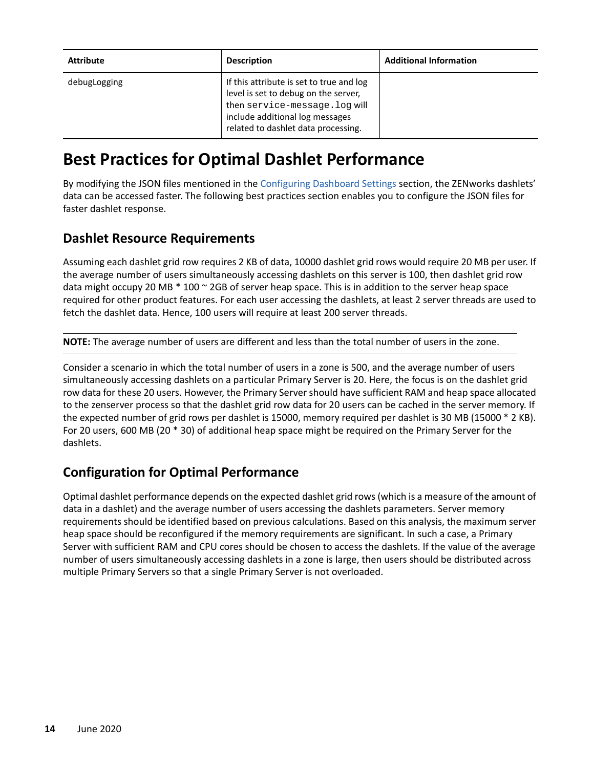| Attribute | Description | Additional Information |
|---|---|---|
| debugLogging | If this attribute is set to true and log level is set to debug on the server, then `service-message.log` will include additional log messages related to dashlet data processing. | |

## Best Practices for Optimal Dashlet Performance

By modifying the JSON files mentioned in the Configuring Dashboard Settings section, the ZENworks dashlets' data can be accessed faster. The following best practices section enables you to configure the JSON files for faster dashlet response.

### Dashlet Resource Requirements

Assuming each dashlet grid row requires 2 KB of data, 10000 dashlet grid rows would require 20 MB per user. If the average number of users simultaneously accessing dashlets on this server is 100, then dashlet grid row data might occupy 20 MB * 100 ~ 2GB of server heap space. This is in addition to the server heap space required for other product features. For each user accessing the dashlets, at least 2 server threads are used to fetch the dashlet data. Hence, 100 users will require at least 200 server threads.

**NOTE:** The average number of users are different and less than the total number of users in the zone.

Consider a scenario in which the total number of users in a zone is 500, and the average number of users simultaneously accessing dashlets on a particular Primary Server is 20. Here, the focus is on the dashlet grid row data for these 20 users. However, the Primary Server should have sufficient RAM and heap space allocated to the zenserver process so that the dashlet grid row data for 20 users can be cached in the server memory. If the expected number of grid rows per dashlet is 15000, memory required per dashlet is 30 MB (15000 * 2 KB). For 20 users, 600 MB (20 * 30) of additional heap space might be required on the Primary Server for the dashlets.

### Configuration for Optimal Performance

Optimal dashlet performance depends on the expected dashlet grid rows (which is a measure of the amount of data in a dashlet) and the average number of users accessing the dashlets parameters. Server memory requirements should be identified based on previous calculations. Based on this analysis, the maximum server heap space should be reconfigured if the memory requirements are significant. In such a case, a Primary Server with sufficient RAM and CPU cores should be chosen to access the dashlets. If the value of the average number of users simultaneously accessing dashlets in a zone is large, then users should be distributed across multiple Primary Servers so that a single Primary Server is not overloaded.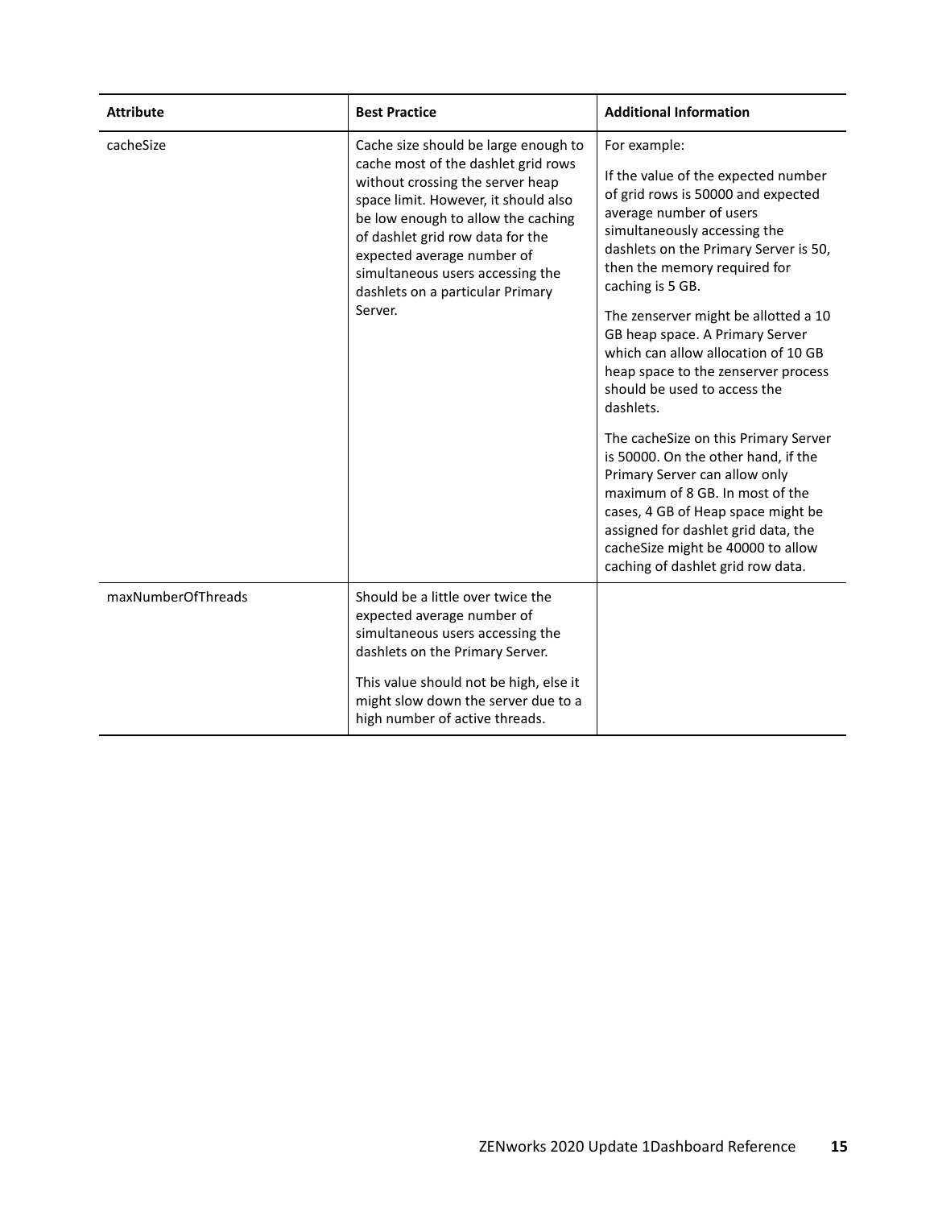| Attribute | Best Practice | Additional Information |
|---|---|---|
| cacheSize | Cache size should be large enough to cache most of the dashlet grid rows without crossing the server heap space limit. However, it should also be low enough to allow the caching of dashlet grid row data for the expected average number of simultaneous users accessing the dashlets on a particular Primary Server. | For example:<br><br>If the value of the expected number of grid rows is 50000 and expected average number of users simultaneously accessing the dashlets on the Primary Server is 50, then the memory required for caching is 5 GB.<br><br>The zenserver might be allotted a 10 GB heap space. A Primary Server which can allow allocation of 10 GB heap space to the zenserver process should be used to access the dashlets.<br><br>The cacheSize on this Primary Server is 50000. On the other hand, if the Primary Server can allow only maximum of 8 GB. In most of the cases, 4 GB of Heap space might be assigned for dashlet grid data, the cacheSize might be 40000 to allow caching of dashlet grid row data. |
| maxNumberOfThreads | Should be a little over twice the expected average number of simultaneous users accessing the dashlets on the Primary Server.<br><br>This value should not be high, else it might slow down the server due to a high number of active threads. | |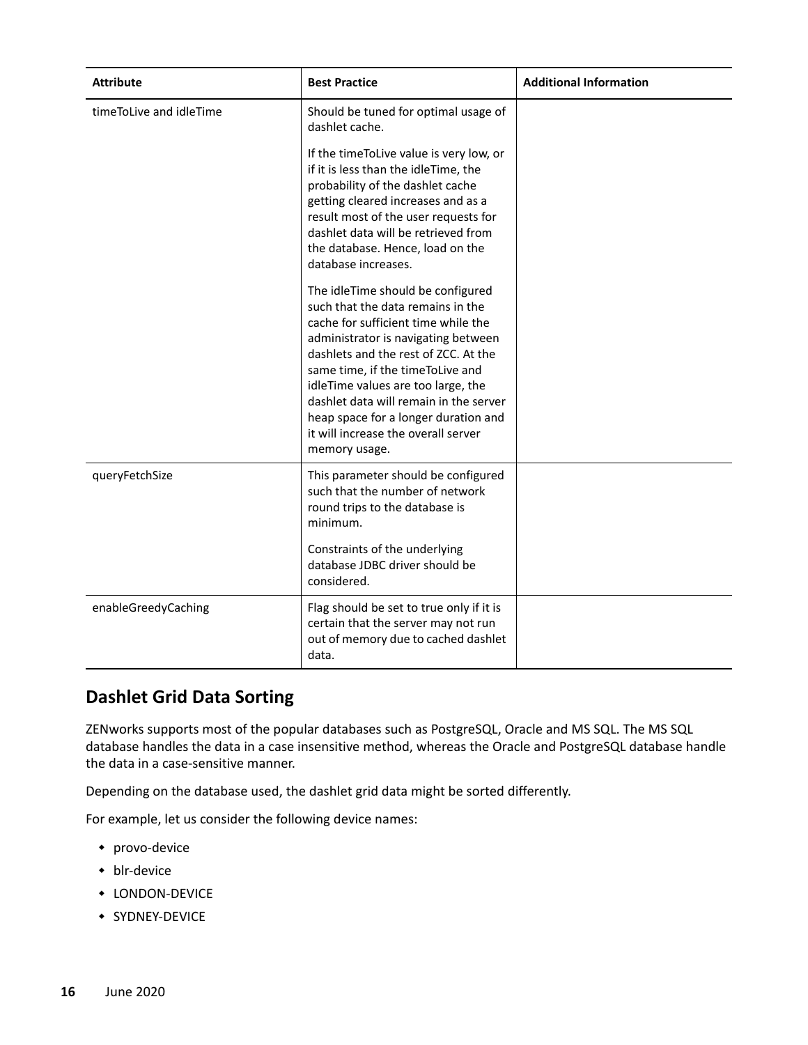| Attribute | Best Practice | Additional Information |
|---|---|---|
| timeToLive and idleTime | Should be tuned for optimal usage of dashlet cache.<br><br>If the timeToLive value is very low, or if it is less than the idleTime, the probability of the dashlet cache getting cleared increases and as a result most of the user requests for dashlet data will be retrieved from the database. Hence, load on the database increases.<br><br>The idleTime should be configured such that the data remains in the cache for sufficient time while the administrator is navigating between dashlets and the rest of ZCC. At the same time, if the timeToLive and idleTime values are too large, the dashlet data will remain in the server heap space for a longer duration and it will increase the overall server memory usage. | |
| queryFetchSize | This parameter should be configured such that the number of network round trips to the database is minimum.<br><br>Constraints of the underlying database JDBC driver should be considered. | |
| enableGreedyCaching | Flag should be set to true only if it is certain that the server may not run out of memory due to cached dashlet data. | |

## Dashlet Grid Data Sorting

ZENworks supports most of the popular databases such as PostgreSQL, Oracle and MS SQL. The MS SQL database handles the data in a case insensitive method, whereas the Oracle and PostgreSQL database handle the data in a case-sensitive manner.

Depending on the database used, the dashlet grid data might be sorted differently.

For example, let us consider the following device names:

- provo-device
- blr-device
- LONDON-DEVICE
- SYDNEY-DEVICE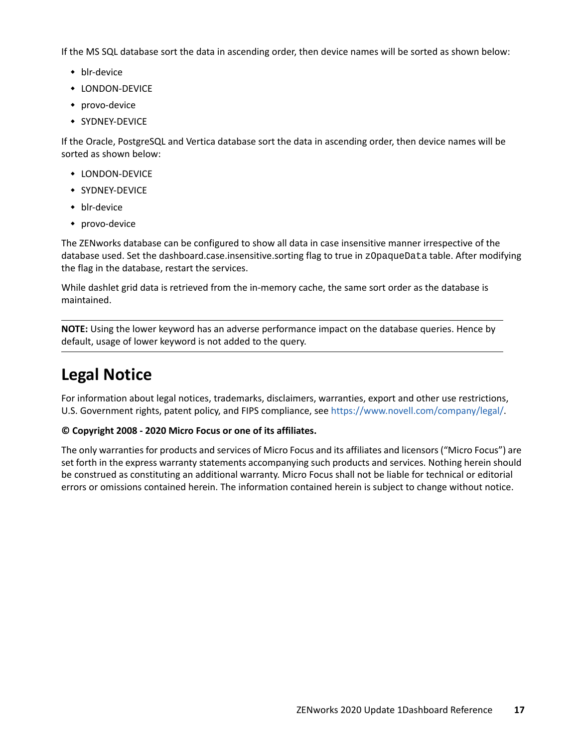If the MS SQL database sort the data in ascending order, then device names will be sorted as shown below:

- blr-device
- LONDON-DEVICE
- provo-device
- SYDNEY-DEVICE

If the Oracle, PostgreSQL and Vertica database sort the data in ascending order, then device names will be sorted as shown below:

- LONDON-DEVICE
- SYDNEY-DEVICE
- blr-device
- provo-device

The ZENworks database can be configured to show all data in case insensitive manner irrespective of the database used. Set the dashboard.case.insensitive.sorting flag to true in `zOpaqueData` table. After modifying the flag in the database, restart the services.

While dashlet grid data is retrieved from the in-memory cache, the same sort order as the database is maintained.

---

**NOTE:** Using the lower keyword has an adverse performance impact on the database queries. Hence by default, usage of lower keyword is not added to the query.

---

## Legal Notice

For information about legal notices, trademarks, disclaimers, warranties, export and other use restrictions, U.S. Government rights, patent policy, and FIPS compliance, see https://www.novell.com/company/legal/.

**© Copyright 2008 - 2020 Micro Focus or one of its affiliates.**

The only warranties for products and services of Micro Focus and its affiliates and licensors ("Micro Focus") are set forth in the express warranty statements accompanying such products and services. Nothing herein should be construed as constituting an additional warranty. Micro Focus shall not be liable for technical or editorial errors or omissions contained herein. The information contained herein is subject to change without notice.